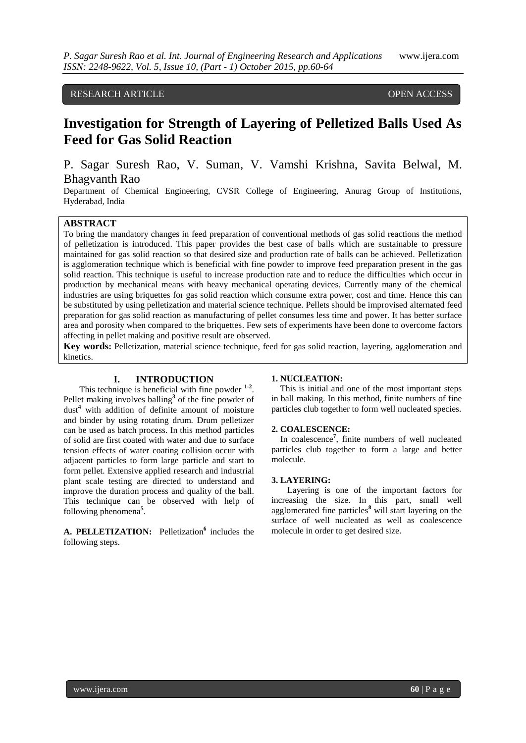RESEARCH ARTICLE OPEN ACCESS

# Investigation for Strength of Layering of Pelletized Balls Used As Feed for Gas Solid Reaction

P. Sagar Suresh Rao, V. Suman, V. Vamshi Krishna, Savita Belwal, M. Bhagvanth Rao

Department of Chemical Engineering, CVSR College of Engineering, Anurag Group of Institutions, Hyderabad, India

## ABSTRACT

To bring the mandatory changes in feed preparation of conventional methods of gas solid reactions the method of pelletization is introduced. This paper provides the best case of balls which are sustainable to pressure maintained for gas solid reaction so that desired size and production rate of balls can be achieved. Pelletization is agglomeration technique which is beneficial with fine powder to improve feed preparation present in the gas solid reaction. This technique is useful to increase production rate and to reduce the difficulties which occur in production by mechanical means with heavy mechanical operating devices. Currently many of the chemical industries are using briquettes for gas solid reaction which consume extra power, cost and time. Hence this can be substituted by using pelletization and material science technique. Pellets should be improvised alternated feed preparation for gas solid reaction as manufacturing of pellet consumes less time and power. It has better surface area and porosity when compared to the briquettes. Few sets of experiments have been done to overcome factors affecting in pellet making and positive result are observed.

**Key words:** Pelletization, material science technique, feed for gas solid reaction, layering, agglomeration and kinetics.

## I. INTRODUCTION

This technique is beneficial with fine powder [1-2]. Pellet making involves balling[3] of the fine powder of dust[4] with addition of definite amount of moisture and binder by using rotating drum. Drum pelletizer can be used as batch process. In this method particles of solid are first coated with water and due to surface tension effects of water coating collision occur with adjacent particles to form large particle and start to form pellet. Extensive applied research and industrial plant scale testing are directed to understand and improve the duration process and quality of the ball. This technique can be observed with help of following phenomena[5].

**A. PELLETIZATION:** Pelletization[6] includes the following steps.

**1. NUCLEATION:**

This is initial and one of the most important steps in ball making. In this method, finite numbers of fine particles club together to form well nucleated species.

**2. COALESCENCE:**

In coalescence[7], finite numbers of well nucleated particles club together to form a large and better molecule.

**3. LAYERING:**

Layering is one of the important factors for increasing the size. In this part, small well agglomerated fine particles[8] will start layering on the surface of well nucleated as well as coalescence molecule in order to get desired size.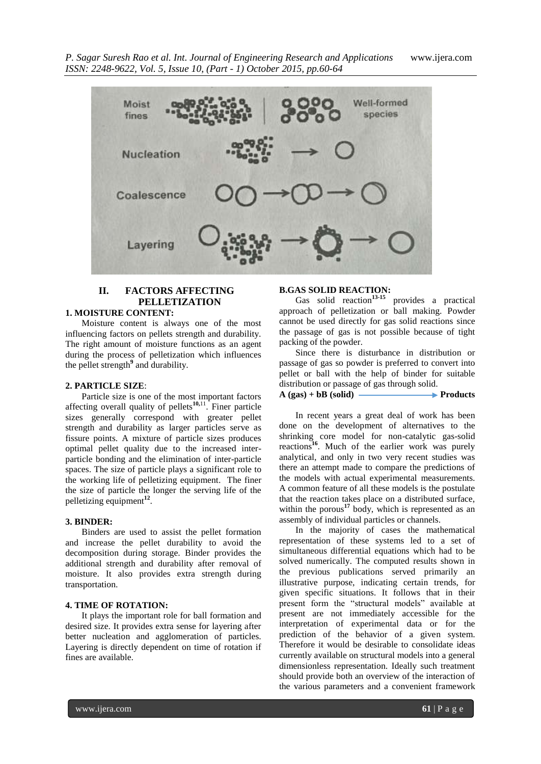## II. FACTORS AFFECTING PELLETIZATION

### 1. MOISTURE CONTENT:

Moisture content is always one of the most influencing factors on pellets strength and durability. The right amount of moisture functions as an agent during the process of pelletization which influences the pellet strength[9] and durability.

### 2. PARTICLE SIZE:

Particle size is one of the most important factors affecting overall quality of pellets[10,11]. Finer particle sizes generally correspond with greater pellet strength and durability as larger particles serve as fissure points. A mixture of particle sizes produces optimal pellet quality due to the increased inter-particle bonding and the elimination of inter-particle spaces. The size of particle plays a significant role to the working life of pelletizing equipment. The finer the size of particle the longer the serving life of the pelletizing equipment[12].

### 3. BINDER:

Binders are used to assist the pellet formation and increase the pellet durability to avoid the decomposition during storage. Binder provides the additional strength and durability after removal of moisture. It also provides extra strength during transportation.

### 4. TIME OF ROTATION:

It plays the important role for ball formation and desired size. It provides extra sense for layering after better nucleation and agglomeration of particles. Layering is directly dependent on time of rotation if fines are available.

### B.GAS SOLID REACTION:

Gas solid reaction[13-15] provides a practical approach of pelletization or ball making. Powder cannot be used directly for gas solid reactions since the passage of gas is not possible because of tight packing of the powder.

Since there is disturbance in distribution or passage of gas so powder is preferred to convert into pellet or ball with the help of binder for suitable distribution or passage of gas through solid.

$$\mathbf{A\ (gas) + bB\ (solid) \longrightarrow Products}$$

In recent years a great deal of work has been done on the development of alternatives to the shrinking core model for non-catalytic gas-solid reactions[16]. Much of the earlier work was purely analytical, and only in two very recent studies was there an attempt made to compare the predictions of the models with actual experimental measurements. A common feature of all these models is the postulate that the reaction takes place on a distributed surface, within the porous[17] body, which is represented as an assembly of individual particles or channels.

In the majority of cases the mathematical representation of these systems led to a set of simultaneous differential equations which had to be solved numerically. The computed results shown in the previous publications served primarily an illustrative purpose, indicating certain trends, for given specific situations. It follows that in their present form the "structural models" available at present are not immediately accessible for the interpretation of experimental data or for the prediction of the behavior of a given system. Therefore it would be desirable to consolidate ideas currently available on structural models into a general dimensionless representation. Ideally such treatment should provide both an overview of the interaction of the various parameters and a convenient framework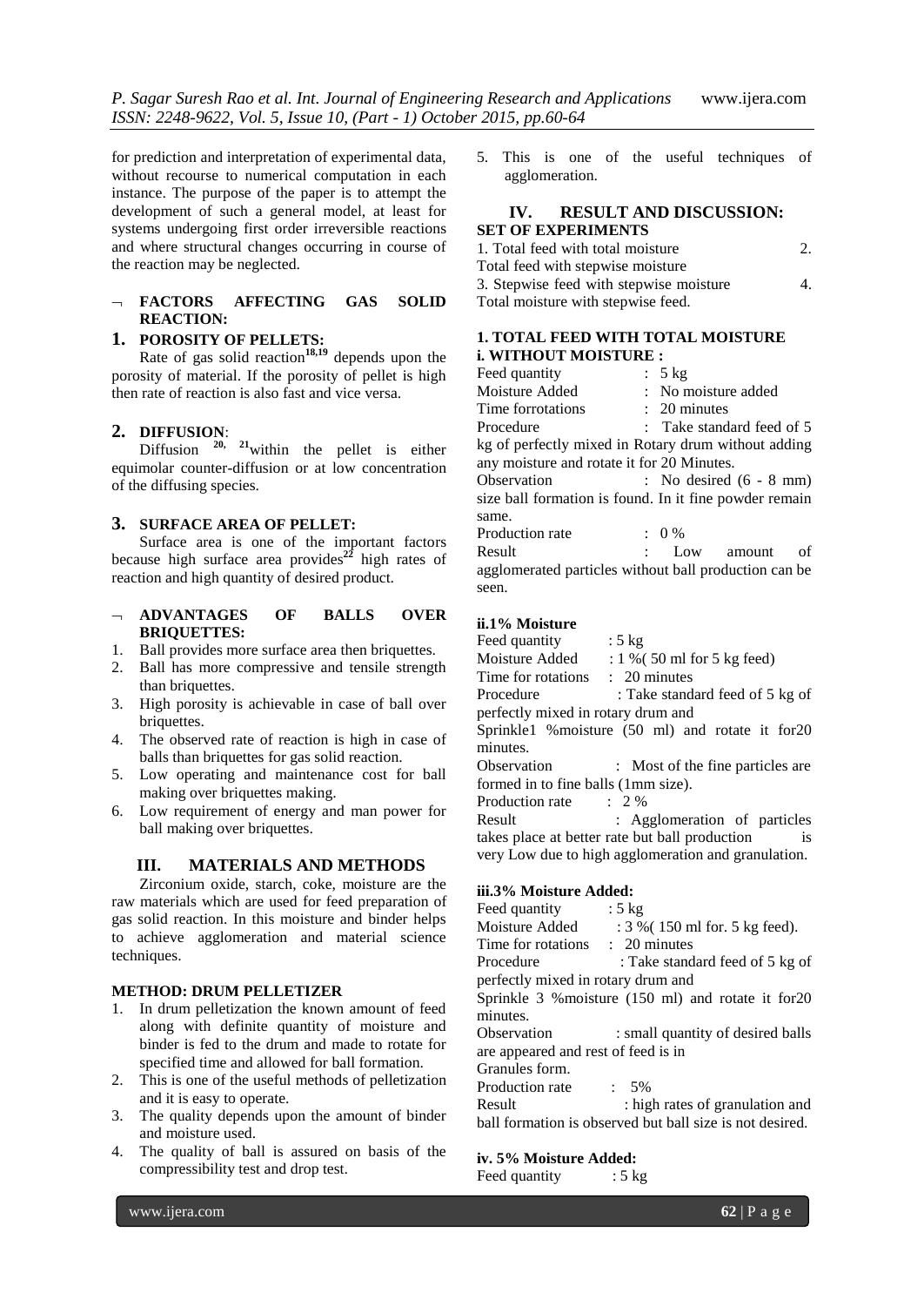for prediction and interpretation of experimental data, without recourse to numerical computation in each instance. The purpose of the paper is to attempt the development of such a general model, at least for systems undergoing first order irreversible reactions and where structural changes occurring in course of the reaction may be neglected.

¬ **FACTORS AFFECTING GAS SOLID REACTION:**

### 1. POROSITY OF PELLETS:

Rate of gas solid reaction[18,19] depends upon the porosity of material. If the porosity of pellet is high then rate of reaction is also fast and vice versa.

### 2. DIFFUSION:

Diffusion [20, 21]within the pellet is either equimolar counter-diffusion or at low concentration of the diffusing species.

### 3. SURFACE AREA OF PELLET:

Surface area is one of the important factors because high surface area provides[22] high rates of reaction and high quantity of desired product.

¬ **ADVANTAGES OF BALLS OVER BRIQUETTES:**

1. Ball provides more surface area then briquettes.
2. Ball has more compressive and tensile strength than briquettes.
3. High porosity is achievable in case of ball over briquettes.
4. The observed rate of reaction is high in case of balls than briquettes for gas solid reaction.
5. Low operating and maintenance cost for ball making over briquettes making.
6. Low requirement of energy and man power for ball making over briquettes.

## III. MATERIALS AND METHODS

Zirconium oxide, starch, coke, moisture are the raw materials which are used for feed preparation of gas solid reaction. In this moisture and binder helps to achieve agglomeration and material science techniques.

**METHOD: DRUM PELLETIZER**

1. In drum pelletization the known amount of feed along with definite quantity of moisture and binder is fed to the drum and made to rotate for specified time and allowed for ball formation.
2. This is one of the useful methods of pelletization and it is easy to operate.
3. The quality depends upon the amount of binder and moisture used.
4. The quality of ball is assured on basis of the compressibility test and drop test.
5. This is one of the useful techniques of agglomeration.

## IV. RESULT AND DISCUSSION:

**SET OF EXPERIMENTS**

1. Total feed with total moisture
2. Total feed with stepwise moisture
3. Stepwise feed with stepwise moisture
4. Total moisture with stepwise feed.

**1. TOTAL FEED WITH TOTAL MOISTURE**

**i. WITHOUT MOISTURE :**

Feed quantity : 5 kg
Moisture Added : No moisture added
Time forrotations : 20 minutes
Procedure : Take standard feed of 5 kg of perfectly mixed in Rotary drum without adding any moisture and rotate it for 20 Minutes.
Observation : No desired (6 - 8 mm) size ball formation is found. In it fine powder remain same.
Production rate : 0 %
Result : Low amount of agglomerated particles without ball production can be seen.

**ii.1% Moisture**

Feed quantity : 5 kg
Moisture Added : 1 %( 50 ml for 5 kg feed)
Time for rotations : 20 minutes
Procedure : Take standard feed of 5 kg of perfectly mixed in rotary drum and
Sprinkle1 %moisture (50 ml) and rotate it for20 minutes.
Observation : Most of the fine particles are formed in to fine balls (1mm size).
Production rate : 2 %
Result : Agglomeration of particles takes place at better rate but ball production is very Low due to high agglomeration and granulation.

**iii.3% Moisture Added:**

Feed quantity : 5 kg
Moisture Added : 3 %( 150 ml for. 5 kg feed).
Time for rotations : 20 minutes
Procedure : Take standard feed of 5 kg of perfectly mixed in rotary drum and
Sprinkle 3 %moisture (150 ml) and rotate it for20 minutes.
Observation : small quantity of desired balls are appeared and rest of feed is in
Granules form.
Production rate : 5%
Result : high rates of granulation and ball formation is observed but ball size is not desired.

**iv. 5% Moisture Added:**

Feed quantity : 5 kg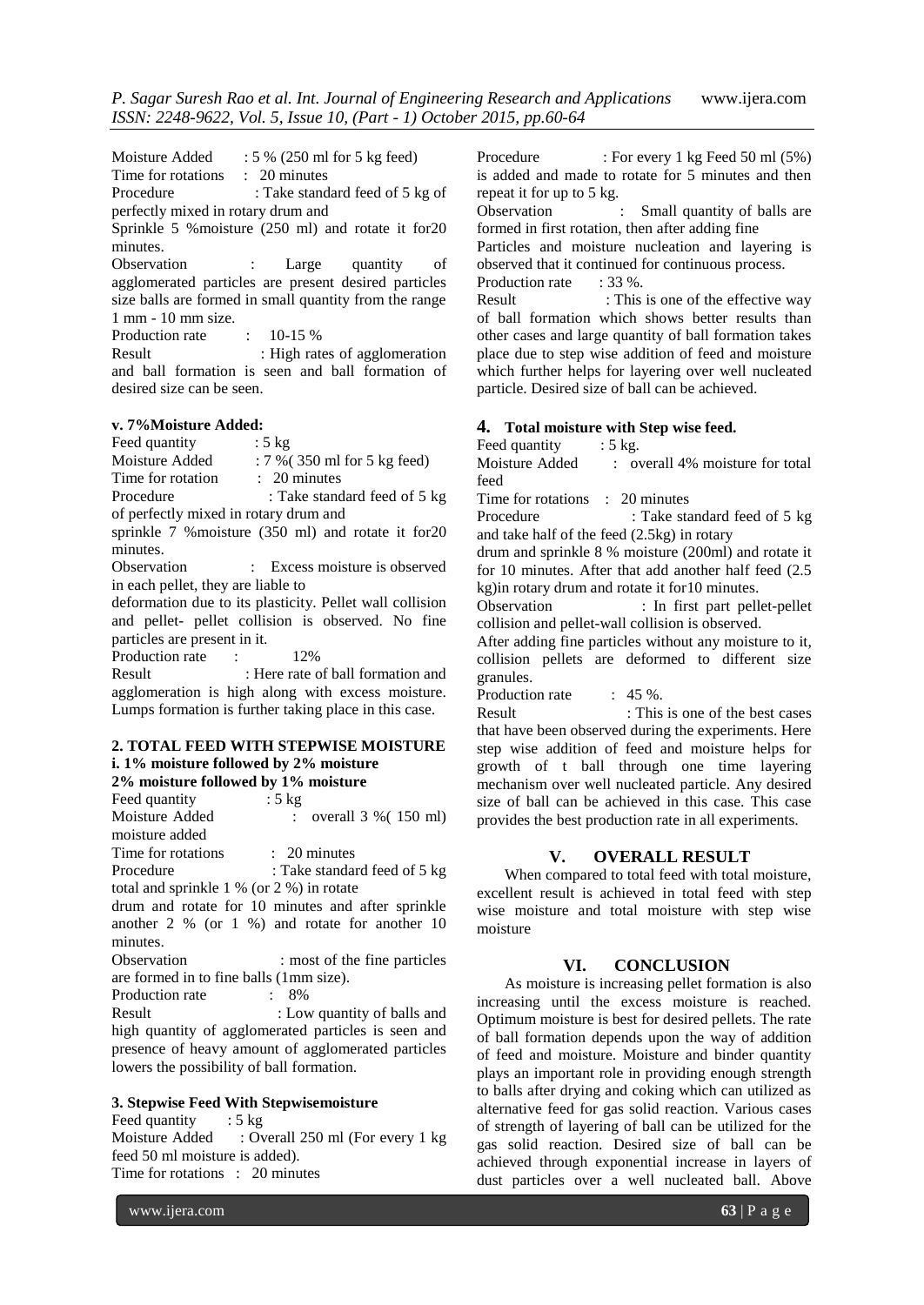Moisture Added : 5 % (250 ml for 5 kg feed)
Time for rotations : 20 minutes
Procedure : Take standard feed of 5 kg of perfectly mixed in rotary drum and
Sprinkle 5 %moisture (250 ml) and rotate it for20 minutes.
Observation : Large quantity of agglomerated particles are present desired particles size balls are formed in small quantity from the range 1 mm - 10 mm size.
Production rate : 10-15 %
Result : High rates of agglomeration and ball formation is seen and ball formation of desired size can be seen.

**v. 7%Moisture Added:**

Feed quantity : 5 kg
Moisture Added : 7 %( 350 ml for 5 kg feed)
Time for rotation : 20 minutes
Procedure : Take standard feed of 5 kg of perfectly mixed in rotary drum and
sprinkle 7 %moisture (350 ml) and rotate it for20 minutes.
Observation : Excess moisture is observed in each pellet, they are liable to
deformation due to its plasticity. Pellet wall collision and pellet- pellet collision is observed. No fine particles are present in it.
Production rate : 12%
Result : Here rate of ball formation and agglomeration is high along with excess moisture. Lumps formation is further taking place in this case.

**2. TOTAL FEED WITH STEPWISE MOISTURE**

**i. 1% moisture followed by 2% moisture**

**2% moisture followed by 1% moisture**

Feed quantity : 5 kg
Moisture Added : overall 3 %( 150 ml) moisture added
Time for rotations : 20 minutes
Procedure : Take standard feed of 5 kg total and sprinkle 1 % (or 2 %) in rotate
drum and rotate for 10 minutes and after sprinkle another 2 % (or 1 %) and rotate for another 10 minutes.
Observation : most of the fine particles are formed in to fine balls (1mm size).
Production rate : 8%
Result : Low quantity of balls and high quantity of agglomerated particles is seen and presence of heavy amount of agglomerated particles lowers the possibility of ball formation.

**3. Stepwise Feed With Stepwisemoisture**

Feed quantity : 5 kg
Moisture Added : Overall 250 ml (For every 1 kg feed 50 ml moisture is added).
Time for rotations : 20 minutes
Procedure : For every 1 kg Feed 50 ml (5%) is added and made to rotate for 5 minutes and then repeat it for up to 5 kg.
Observation : Small quantity of balls are formed in first rotation, then after adding fine
Particles and moisture nucleation and layering is observed that it continued for continuous process.
Production rate : 33 %.
Result : This is one of the effective way of ball formation which shows better results than other cases and large quantity of ball formation takes place due to step wise addition of feed and moisture which further helps for layering over well nucleated particle. Desired size of ball can be achieved.

**4. Total moisture with Step wise feed.**

Feed quantity : 5 kg.
Moisture Added : overall 4% moisture for total feed
Time for rotations : 20 minutes
Procedure : Take standard feed of 5 kg and take half of the feed (2.5kg) in rotary
drum and sprinkle 8 % moisture (200ml) and rotate it for 10 minutes. After that add another half feed (2.5 kg)in rotary drum and rotate it for10 minutes.
Observation : In first part pellet-pellet collision and pellet-wall collision is observed.
After adding fine particles without any moisture to it, collision pellets are deformed to different size granules.
Production rate : 45 %.
Result : This is one of the best cases that have been observed during the experiments. Here step wise addition of feed and moisture helps for growth of t ball through one time layering mechanism over well nucleated particle. Any desired size of ball can be achieved in this case. This case provides the best production rate in all experiments.

## V. OVERALL RESULT

When compared to total feed with total moisture, excellent result is achieved in total feed with step wise moisture and total moisture with step wise moisture

## VI. CONCLUSION

As moisture is increasing pellet formation is also increasing until the excess moisture is reached. Optimum moisture is best for desired pellets. The rate of ball formation depends upon the way of addition of feed and moisture. Moisture and binder quantity plays an important role in providing enough strength to balls after drying and coking which can utilized as alternative feed for gas solid reaction. Various cases of strength of layering of ball can be utilized for the gas solid reaction. Desired size of ball can be achieved through exponential increase in layers of dust particles over a well nucleated ball. Above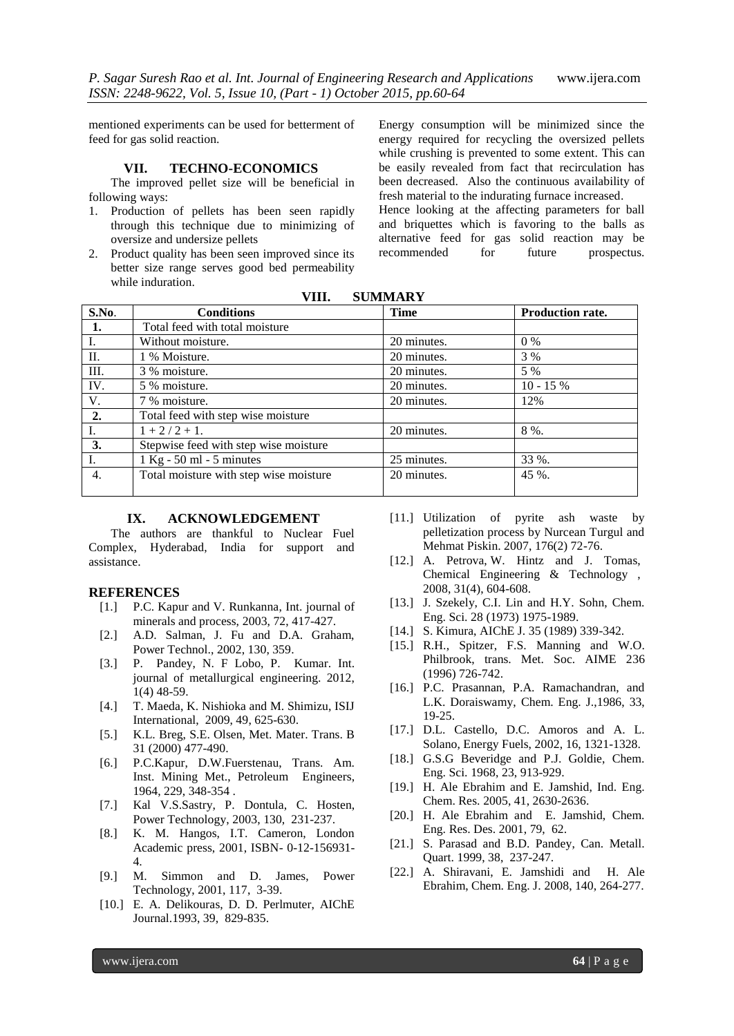mentioned experiments can be used for betterment of feed for gas solid reaction.

## VII. TECHNO-ECONOMICS

The improved pellet size will be beneficial in following ways:

1. Production of pellets has been seen rapidly through this technique due to minimizing of oversize and undersize pellets
2. Product quality has been seen improved since its better size range serves good bed permeability while induration.

Energy consumption will be minimized since the energy required for recycling the oversized pellets while crushing is prevented to some extent. This can be easily revealed from fact that recirculation has been decreased. Also the continuous availability of fresh material to the indurating furnace increased.

Hence looking at the affecting parameters for ball and briquettes which is favoring to the balls as alternative feed for gas solid reaction may be recommended for future prospectus.

## VIII. SUMMARY

| S.No. | Conditions | Time | Production rate. |
|---|---|---|---|
| **1.** | Total feed with total moisture | | |
| I. | Without moisture. | 20 minutes. | 0 % |
| II. | 1 % Moisture. | 20 minutes. | 3 % |
| III. | 3 % moisture. | 20 minutes. | 5 % |
| IV. | 5 % moisture. | 20 minutes. | 10 - 15 % |
| V. | 7 % moisture. | 20 minutes. | 12% |
| **2.** | Total feed with step wise moisture | | |
| I. | 1 + 2 / 2 + 1. | 20 minutes. | 8 %. |
| **3.** | Stepwise feed with step wise moisture | | |
| I. | 1 Kg - 50 ml - 5 minutes | 25 minutes. | 33 %. |
| 4. | Total moisture with step wise moisture | 20 minutes. | 45 %. |

## IX. ACKNOWLEDGEMENT

The authors are thankful to Nuclear Fuel Complex, Hyderabad, India for support and assistance.

## REFERENCES

[1.] P.C. Kapur and V. Runkanna, Int. journal of minerals and process, 2003, 72, 417-427.

[2.] A.D. Salman, J. Fu and D.A. Graham, Power Technol., 2002, 130, 359.

[3.] P. Pandey, N. F Lobo, P. Kumar. Int. journal of metallurgical engineering. 2012, 1(4) 48-59.

[4.] T. Maeda, K. Nishioka and M. Shimizu, ISIJ International, 2009, 49, 625-630.

[5.] K.L. Breg, S.E. Olsen, Met. Mater. Trans. B 31 (2000) 477-490.

[6.] P.C.Kapur, D.W.Fuerstenau, Trans. Am. Inst. Mining Met., Petroleum Engineers, 1964, 229, 348-354 .

[7.] Kal V.S.Sastry, P. Dontula, C. Hosten, Power Technology, 2003, 130, 231-237.

[8.] K. M. Hangos, I.T. Cameron, London Academic press, 2001, ISBN- 0-12-156931-4.

[9.] M. Simmon and D. James, Power Technology, 2001, 117, 3-39.

[10.] E. A. Delikouras, D. D. Perlmuter, AIChE Journal.1993, 39, 829-835.

[11.] Utilization of pyrite ash waste by pelletization process by Nurcean Turgul and Mehmat Piskin. 2007, 176(2) 72-76.

[12.] A. Petrova, W. Hintz and J. Tomas, Chemical Engineering & Technology , 2008, 31(4), 604-608.

[13.] J. Szekely, C.I. Lin and H.Y. Sohn, Chem. Eng. Sci. 28 (1973) 1975-1989.

[14.] S. Kimura, AIChE J. 35 (1989) 339-342.

[15.] R.H., Spitzer, F.S. Manning and W.O. Philbrook, trans. Met. Soc. AIME 236 (1996) 726-742.

[16.] P.C. Prasannan, P.A. Ramachandran, and L.K. Doraiswamy, Chem. Eng. J.,1986, 33, 19-25.

[17.] D.L. Castello, D.C. Amoros and A. L. Solano, Energy Fuels, 2002, 16, 1321-1328.

[18.] G.S.G Beveridge and P.J. Goldie, Chem. Eng. Sci. 1968, 23, 913-929.

[19.] H. Ale Ebrahim and E. Jamshid, Ind. Eng. Chem. Res. 2005, 41, 2630-2636.

[20.] H. Ale Ebrahim and E. Jamshid, Chem. Eng. Res. Des. 2001, 79, 62.

[21.] S. Parasad and B.D. Pandey, Can. Metall. Quart. 1999, 38, 237-247.

[22.] A. Shiravani, E. Jamshidi and H. Ale Ebrahim, Chem. Eng. J. 2008, 140, 264-277.